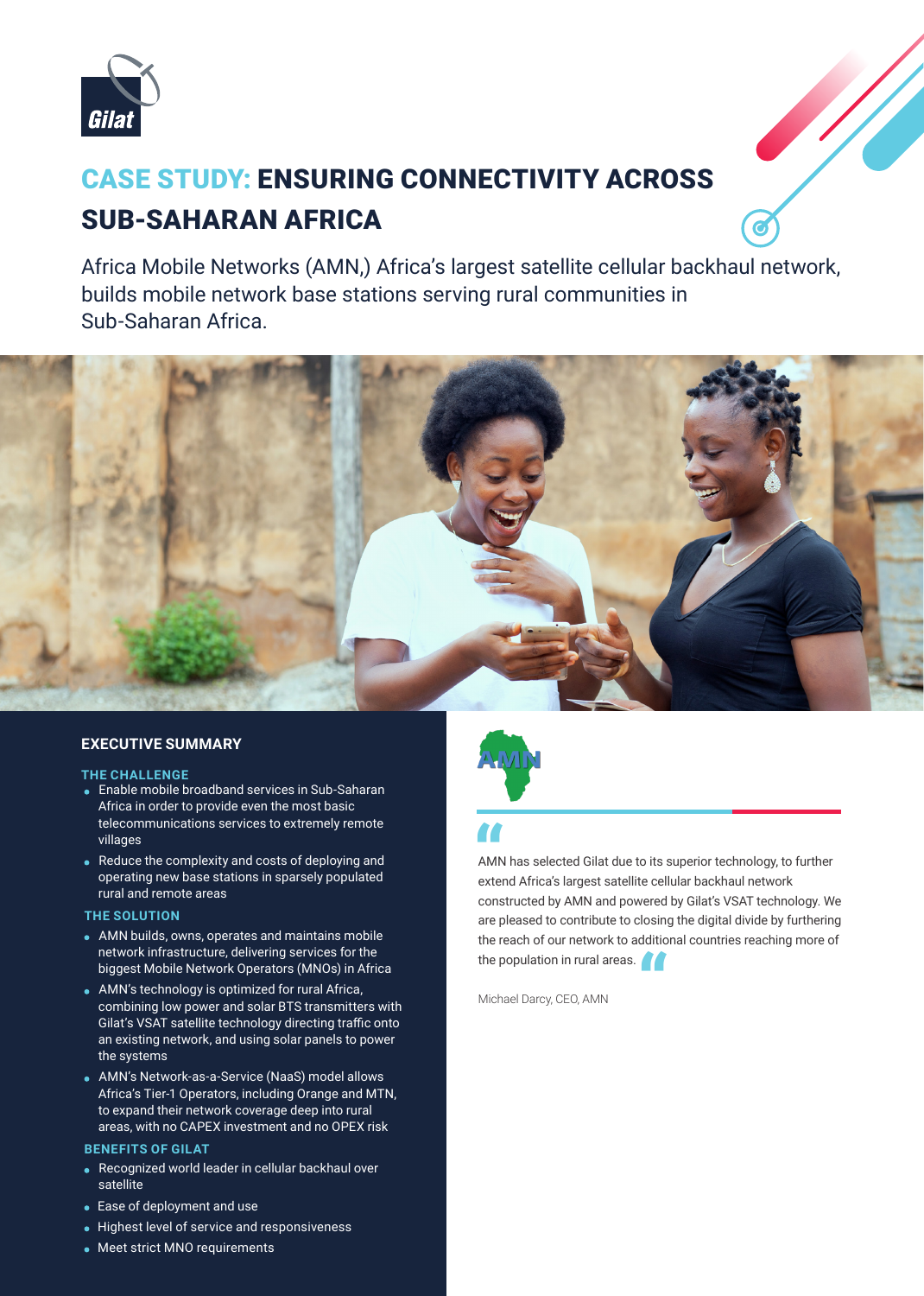Gilat

# CASE STUDY: ENSURING CONNECTIVITY ACROSS SUB-SAHARAN AFRICA

Africa Mobile Networks (AMN,) Africa's largest satellite cellular backhaul network, builds mobile network base stations serving rural communities in Sub-Saharan Africa.

## EXECUTIVE SUMMARY

### THE CHALLENGE

- Enable mobile broadband services in Sub-Saharan Africa in order to provide even the most basic telecommunications services to extremely remote villages
- Reduce the complexity and costs of deploying and operating new base stations in sparsely populated rural and remote areas

### THE SOLUTION

- AMN builds, owns, operates and maintains mobile network infrastructure, delivering services for the biggest Mobile Network Operators (MNOs) in Africa
- AMN's technology is optimized for rural Africa, combining low power and solar BTS transmitters with Gilat's VSAT satellite technology directing traffic onto an existing network, and using solar panels to power the systems
- AMN's Network-as-a-Service (NaaS) model allows Africa's Tier-1 Operators, including Orange and MTN, to expand their network coverage deep into rural areas, with no CAPEX investment and no OPEX risk

### BENEFITS OF GILAT

- Recognized world leader in cellular backhaul over satellite
- Ease of deployment and use
- Highest level of service and responsiveness
- Meet strict MNO requirements

AMN

> "AMN has selected Gilat due to its superior technology, to further extend Africa's largest satellite cellular backhaul network constructed by AMN and powered by Gilat's VSAT technology. We are pleased to contribute to closing the digital divide by furthering the reach of our network to additional countries reaching more of the population in rural areas."

Michael Darcy, CEO, AMN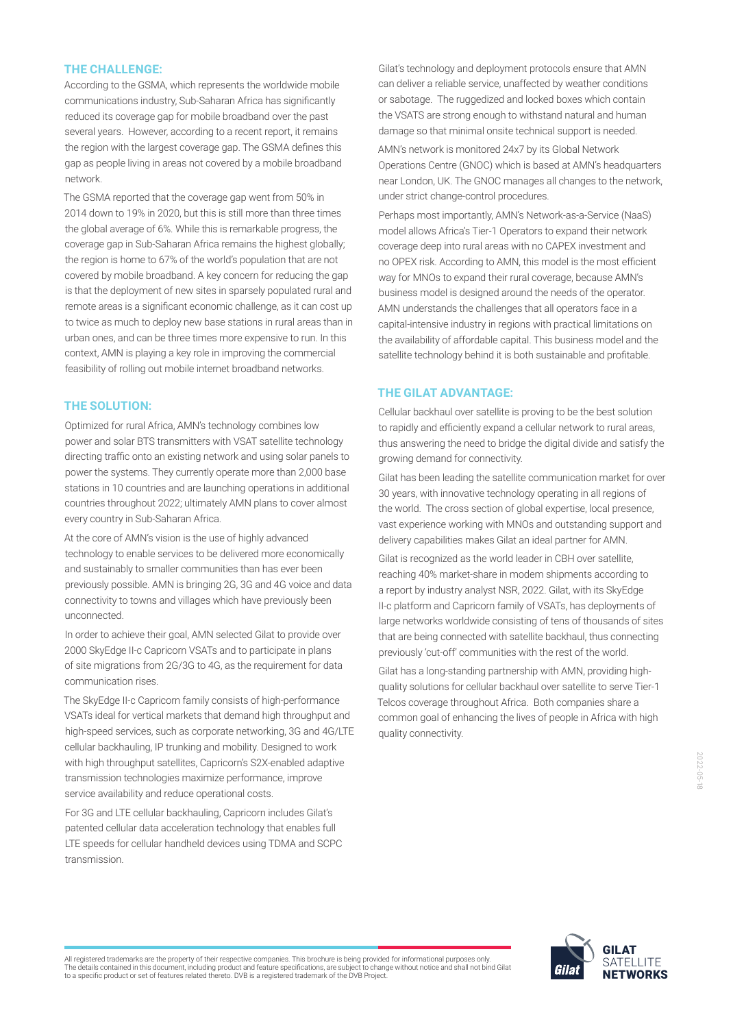## THE CHALLENGE:

According to the GSMA, which represents the worldwide mobile communications industry, Sub-Saharan Africa has significantly reduced its coverage gap for mobile broadband over the past several years. However, according to a recent report, it remains the region with the largest coverage gap. The GSMA defines this gap as people living in areas not covered by a mobile broadband network.

The GSMA reported that the coverage gap went from 50% in 2014 down to 19% in 2020, but this is still more than three times the global average of 6%. While this is remarkable progress, the coverage gap in Sub-Saharan Africa remains the highest globally; the region is home to 67% of the world's population that are not covered by mobile broadband. A key concern for reducing the gap is that the deployment of new sites in sparsely populated rural and remote areas is a significant economic challenge, as it can cost up to twice as much to deploy new base stations in rural areas than in urban ones, and can be three times more expensive to run. In this context, AMN is playing a key role in improving the commercial feasibility of rolling out mobile internet broadband networks.

## THE SOLUTION:

Optimized for rural Africa, AMN's technology combines low power and solar BTS transmitters with VSAT satellite technology directing traffic onto an existing network and using solar panels to power the systems. They currently operate more than 2,000 base stations in 10 countries and are launching operations in additional countries throughout 2022; ultimately AMN plans to cover almost every country in Sub-Saharan Africa.

At the core of AMN's vision is the use of highly advanced technology to enable services to be delivered more economically and sustainably to smaller communities than has ever been previously possible. AMN is bringing 2G, 3G and 4G voice and data connectivity to towns and villages which have previously been unconnected.

In order to achieve their goal, AMN selected Gilat to provide over 2000 SkyEdge II-c Capricorn VSATs and to participate in plans of site migrations from 2G/3G to 4G, as the requirement for data communication rises.

The SkyEdge II-c Capricorn family consists of high-performance VSATs ideal for vertical markets that demand high throughput and high-speed services, such as corporate networking, 3G and 4G/LTE cellular backhauling, IP trunking and mobility. Designed to work with high throughput satellites, Capricorn's S2X-enabled adaptive transmission technologies maximize performance, improve service availability and reduce operational costs.

For 3G and LTE cellular backhauling, Capricorn includes Gilat's patented cellular data acceleration technology that enables full LTE speeds for cellular handheld devices using TDMA and SCPC transmission.

Gilat's technology and deployment protocols ensure that AMN can deliver a reliable service, unaffected by weather conditions or sabotage. The ruggedized and locked boxes which contain the VSATS are strong enough to withstand natural and human damage so that minimal onsite technical support is needed.

AMN's network is monitored 24x7 by its Global Network Operations Centre (GNOC) which is based at AMN's headquarters near London, UK. The GNOC manages all changes to the network, under strict change-control procedures.

Perhaps most importantly, AMN's Network-as-a-Service (NaaS) model allows Africa's Tier-1 Operators to expand their network coverage deep into rural areas with no CAPEX investment and no OPEX risk. According to AMN, this model is the most efficient way for MNOs to expand their rural coverage, because AMN's business model is designed around the needs of the operator. AMN understands the challenges that all operators face in a capital-intensive industry in regions with practical limitations on the availability of affordable capital. This business model and the satellite technology behind it is both sustainable and profitable.

## THE GILAT ADVANTAGE:

Cellular backhaul over satellite is proving to be the best solution to rapidly and efficiently expand a cellular network to rural areas, thus answering the need to bridge the digital divide and satisfy the growing demand for connectivity.

Gilat has been leading the satellite communication market for over 30 years, with innovative technology operating in all regions of the world. The cross section of global expertise, local presence, vast experience working with MNOs and outstanding support and delivery capabilities makes Gilat an ideal partner for AMN.

Gilat is recognized as the world leader in CBH over satellite, reaching 40% market-share in modem shipments according to a report by industry analyst NSR, 2022. Gilat, with its SkyEdge II-c platform and Capricorn family of VSATs, has deployments of large networks worldwide consisting of tens of thousands of sites that are being connected with satellite backhaul, thus connecting previously 'cut-off' communities with the rest of the world.

Gilat has a long-standing partnership with AMN, providing high-quality solutions for cellular backhaul over satellite to serve Tier-1 Telcos coverage throughout Africa. Both companies share a common goal of enhancing the lives of people in Africa with high quality connectivity.

All registered trademarks are the property of their respective companies. This brochure is being provided for informational purposes only. The details contained in this document, including product and feature specifications, are subject to change without notice and shall not bind Gilat to a specific product or set of features related thereto. DVB is a registered trademark of the DVB Project.